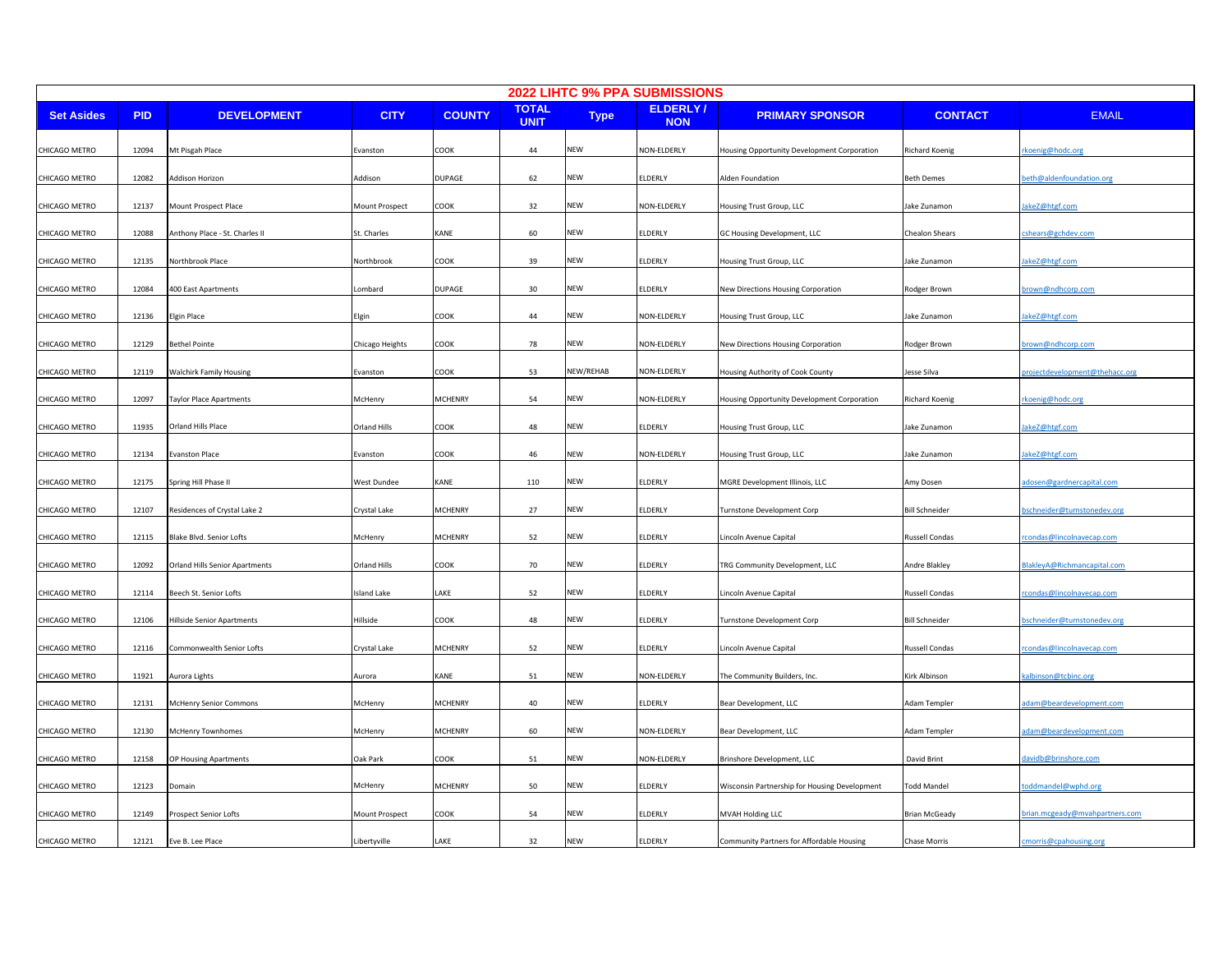# 2022 LIHTC 9% PPA SUBMISSIONS

| Set Asides | PID | DEVELOPMENT | CITY | COUNTY | TOTAL UNIT | Type | ELDERLY / NON | PRIMARY SPONSOR | CONTACT | EMAIL |
|---|---|---|---|---|---|---|---|---|---|---|
| CHICAGO METRO | 12094 | Mt Pisgah Place | Evanston | COOK | 44 | NEW | NON-ELDERLY | Housing Opportunity Development Corporation | Richard Koenig | rkoenig@hodc.org |
| CHICAGO METRO | 12082 | Addison Horizon | Addison | DUPAGE | 62 | NEW | ELDERLY | Alden Foundation | Beth Demes | beth@aldenfoundation.org |
| CHICAGO METRO | 12137 | Mount Prospect Place | Mount Prospect | COOK | 32 | NEW | NON-ELDERLY | Housing Trust Group, LLC | Jake Zunamon | JakeZ@htgf.com |
| CHICAGO METRO | 12088 | Anthony Place - St. Charles II | St. Charles | KANE | 60 | NEW | ELDERLY | GC Housing Development, LLC | Chealon Shears | cshears@gchdev.com |
| CHICAGO METRO | 12135 | Northbrook Place | Northbrook | COOK | 39 | NEW | ELDERLY | Housing Trust Group, LLC | Jake Zunamon | JakeZ@htgf.com |
| CHICAGO METRO | 12084 | 400 East Apartments | Lombard | DUPAGE | 30 | NEW | ELDERLY | New Directions Housing Corporation | Rodger Brown | brown@ndhcorp.com |
| CHICAGO METRO | 12136 | Elgin Place | Elgin | COOK | 44 | NEW | NON-ELDERLY | Housing Trust Group, LLC | Jake Zunamon | JakeZ@htgf.com |
| CHICAGO METRO | 12129 | Bethel Pointe | Chicago Heights | COOK | 78 | NEW | NON-ELDERLY | New Directions Housing Corporation | Rodger Brown | brown@ndhcorp.com |
| CHICAGO METRO | 12119 | Walchirk Family Housing | Evanston | COOK | 53 | NEW/REHAB | NON-ELDERLY | Housing Authority of Cook County | Jesse Silva | projectdevelopment@thehacc.org |
| CHICAGO METRO | 12097 | Taylor Place Apartments | McHenry | MCHENRY | 54 | NEW | NON-ELDERLY | Housing Opportunity Development Corporation | Richard Koenig | rkoenig@hodc.org |
| CHICAGO METRO | 11935 | Orland Hills Place | Orland Hills | COOK | 48 | NEW | ELDERLY | Housing Trust Group, LLC | Jake Zunamon | JakeZ@htgf.com |
| CHICAGO METRO | 12134 | Evanston Place | Evanston | COOK | 46 | NEW | NON-ELDERLY | Housing Trust Group, LLC | Jake Zunamon | JakeZ@htgf.com |
| CHICAGO METRO | 12175 | Spring Hill Phase II | West Dundee | KANE | 110 | NEW | ELDERLY | MGRE Development Illinois, LLC | Amy Dosen | adosen@gardnercapital.com |
| CHICAGO METRO | 12107 | Residences of Crystal Lake 2 | Crystal Lake | MCHENRY | 27 | NEW | ELDERLY | Turnstone Development Corp | Bill Schneider | bschneider@turnstonedev.org |
| CHICAGO METRO | 12115 | Blake Blvd. Senior Lofts | McHenry | MCHENRY | 52 | NEW | ELDERLY | Lincoln Avenue Capital | Russell Condas | rcondas@lincolnavecap.com |
| CHICAGO METRO | 12092 | Orland Hills Senior Apartments | Orland Hills | COOK | 70 | NEW | ELDERLY | TRG Community Development, LLC | Andre Blakley | BlakleyA@Richmancapital.com |
| CHICAGO METRO | 12114 | Beech St. Senior Lofts | Island Lake | LAKE | 52 | NEW | ELDERLY | Lincoln Avenue Capital | Russell Condas | rcondas@lincolnavecap.com |
| CHICAGO METRO | 12106 | Hillside Senior Apartments | Hillside | COOK | 48 | NEW | ELDERLY | Turnstone Development Corp | Bill Schneider | bschneider@turnstonedev.org |
| CHICAGO METRO | 12116 | Commonwealth Senior Lofts | Crystal Lake | MCHENRY | 52 | NEW | ELDERLY | Lincoln Avenue Capital | Russell Condas | rcondas@lincolnavecap.com |
| CHICAGO METRO | 11921 | Aurora Lights | Aurora | KANE | 51 | NEW | NON-ELDERLY | The Community Builders, Inc. | Kirk Albinson | kalbinson@tcbinc.org |
| CHICAGO METRO | 12131 | McHenry Senior Commons | McHenry | MCHENRY | 40 | NEW | ELDERLY | Bear Development, LLC | Adam Templer | adam@beardevelopment.com |
| CHICAGO METRO | 12130 | McHenry Townhomes | McHenry | MCHENRY | 60 | NEW | NON-ELDERLY | Bear Development, LLC | Adam Templer | adam@beardevelopment.com |
| CHICAGO METRO | 12158 | OP Housing Apartments | Oak Park | COOK | 51 | NEW | NON-ELDERLY | Brinshore Development, LLC | David Brint | davidb@brinshore.com |
| CHICAGO METRO | 12123 | Domain | McHenry | MCHENRY | 50 | NEW | ELDERLY | Wisconsin Partnership for Housing Development | Todd Mandel | toddmandel@wphd.org |
| CHICAGO METRO | 12149 | Prospect Senior Lofts | Mount Prospect | COOK | 54 | NEW | ELDERLY | MVAH Holding LLC | Brian McGeady | brian.mcgeady@mvahpartners.com |
| CHICAGO METRO | 12121 | Eve B. Lee Place | Libertyville | LAKE | 32 | NEW | ELDERLY | Community Partners for Affordable Housing | Chase Morris | cmorris@cpahousing.org |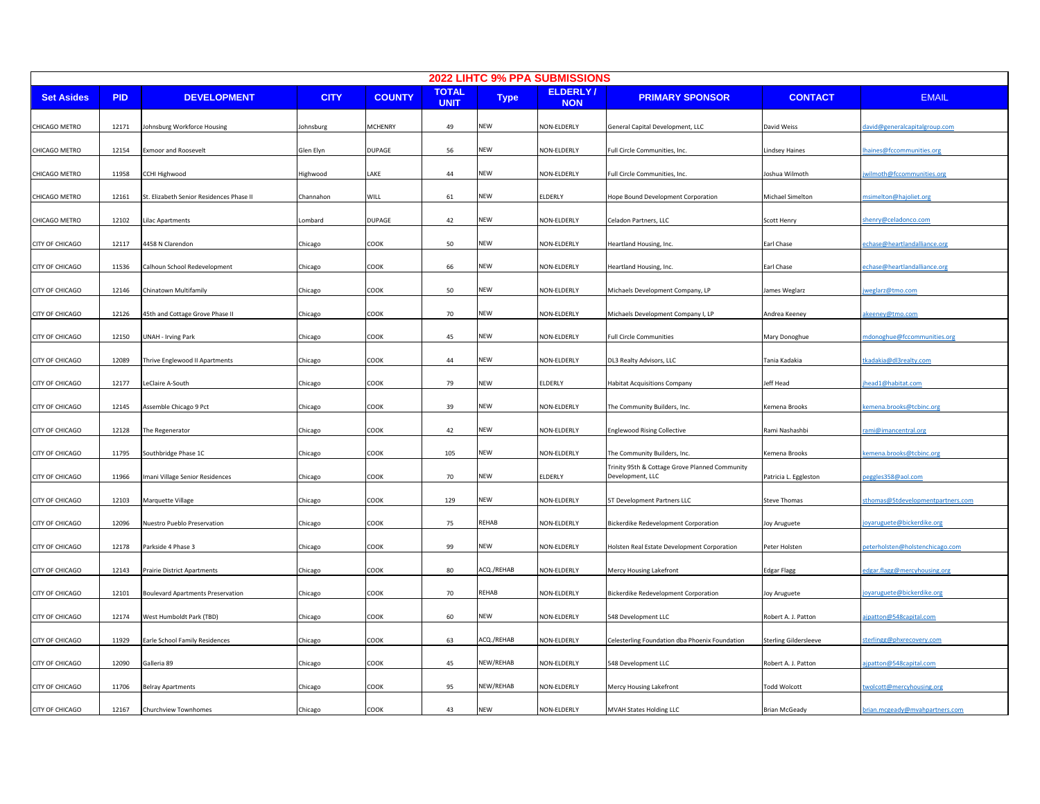# 2022 LIHTC 9% PPA SUBMISSIONS

| Set Asides | PID | DEVELOPMENT | CITY | COUNTY | TOTAL UNIT | Type | ELDERLY / NON | PRIMARY SPONSOR | CONTACT | EMAIL |
|---|---|---|---|---|---|---|---|---|---|---|
| CHICAGO METRO | 12171 | Johnsburg Workforce Housing | Johnsburg | MCHENRY | 49 | NEW | NON-ELDERLY | General Capital Development, LLC | David Weiss | david@generalcapitalgroup.com |
| CHICAGO METRO | 12154 | Exmoor and Roosevelt | Glen Elyn | DUPAGE | 56 | NEW | NON-ELDERLY | Full Circle Communities, Inc. | Lindsey Haines | lhaines@fccommunities.org |
| CHICAGO METRO | 11958 | CCHI Highwood | Highwood | LAKE | 44 | NEW | NON-ELDERLY | Full Circle Communities, Inc. | Joshua Wilmoth | jwilmoth@fccommunities.org |
| CHICAGO METRO | 12161 | St. Elizabeth Senior Residences Phase II | Channahon | WILL | 61 | NEW | ELDERLY | Hope Bound Development Corporation | Michael Simelton | msimelton@hajoliet.org |
| CHICAGO METRO | 12102 | Lilac Apartments | Lombard | DUPAGE | 42 | NEW | NON-ELDERLY | Celadon Partners, LLC | Scott Henry | shenry@celadonco.com |
| CITY OF CHICAGO | 12117 | 4458 N Clarendon | Chicago | COOK | 50 | NEW | NON-ELDERLY | Heartland Housing, Inc. | Earl Chase | echase@heartlandalliance.org |
| CITY OF CHICAGO | 11536 | Calhoun School Redevelopment | Chicago | COOK | 66 | NEW | NON-ELDERLY | Heartland Housing, Inc. | Earl Chase | echase@heartlandalliance.org |
| CITY OF CHICAGO | 12146 | Chinatown Multifamily | Chicago | COOK | 50 | NEW | NON-ELDERLY | Michaels Development Company, LP | James Weglarz | jweglarz@tmo.com |
| CITY OF CHICAGO | 12126 | 45th and Cottage Grove Phase II | Chicago | COOK | 70 | NEW | NON-ELDERLY | Michaels Development Company I, LP | Andrea Keeney | akeeney@tmo.com |
| CITY OF CHICAGO | 12150 | UNAH - Irving Park | Chicago | COOK | 45 | NEW | NON-ELDERLY | Full Circle Communities | Mary Donoghue | mdonoghue@fccommunities.org |
| CITY OF CHICAGO | 12089 | Thrive Englewood II Apartments | Chicago | COOK | 44 | NEW | NON-ELDERLY | DL3 Realty Advisors, LLC | Tania Kadakia | tkadakia@dl3realty.com |
| CITY OF CHICAGO | 12177 | LeClaire A-South | Chicago | COOK | 79 | NEW | ELDERLY | Habitat Acquisitions Company | Jeff Head | jhead1@habitat.com |
| CITY OF CHICAGO | 12145 | Assemble Chicago 9 Pct | Chicago | COOK | 39 | NEW | NON-ELDERLY | The Community Builders, Inc. | Kemena Brooks | kemena.brooks@tcbinc.org |
| CITY OF CHICAGO | 12128 | The Regenerator | Chicago | COOK | 42 | NEW | NON-ELDERLY | Englewood Rising Collective | Rami Nashashbi | rami@imancentral.org |
| CITY OF CHICAGO | 11795 | Southbridge Phase 1C | Chicago | COOK | 105 | NEW | NON-ELDERLY | The Community Builders, Inc. | Kemena Brooks | kemena.brooks@tcbinc.org |
| CITY OF CHICAGO | 11966 | Imani Village Senior Residences | Chicago | COOK | 70 | NEW | ELDERLY | Trinity 95th & Cottage Grove Planned Community Development, LLC | Patricia L. Eggleston | peggles358@aol.com |
| CITY OF CHICAGO | 12103 | Marquette Village | Chicago | COOK | 129 | NEW | NON-ELDERLY | 5T Development Partners LLC | Steve Thomas | sthomas@5tdevelopmentpartners.com |
| CITY OF CHICAGO | 12096 | Nuestro Pueblo Preservation | Chicago | COOK | 75 | REHAB | NON-ELDERLY | Bickerdike Redevelopment Corporation | Joy Aruguete | joyaruguete@bickerdike.org |
| CITY OF CHICAGO | 12178 | Parkside 4 Phase 3 | Chicago | COOK | 99 | NEW | NON-ELDERLY | Holsten Real Estate Development Corporation | Peter Holsten | peterholsten@holstenchicago.com |
| CITY OF CHICAGO | 12143 | Prairie District Apartments | Chicago | COOK | 80 | ACQ./REHAB | NON-ELDERLY | Mercy Housing Lakefront | Edgar Flagg | edgar.flagg@mercyhousing.org |
| CITY OF CHICAGO | 12101 | Boulevard Apartments Preservation | Chicago | COOK | 70 | REHAB | NON-ELDERLY | Bickerdike Redevelopment Corporation | Joy Aruguete | joyaruguete@bickerdike.org |
| CITY OF CHICAGO | 12174 | West Humboldt Park (TBD) | Chicago | COOK | 60 | NEW | NON-ELDERLY | 548 Development LLC | Robert A. J. Patton | ajpatton@548capital.com |
| CITY OF CHICAGO | 11929 | Earle School Family Residences | Chicago | COOK | 63 | ACQ./REHAB | NON-ELDERLY | Celesterling Foundation dba Phoenix Foundation | Sterling Gildersleeve | sterlingg@phxrecovery.com |
| CITY OF CHICAGO | 12090 | Galleria 89 | Chicago | COOK | 45 | NEW/REHAB | NON-ELDERLY | 548 Development LLC | Robert A. J. Patton | ajpatton@548capital.com |
| CITY OF CHICAGO | 11706 | Belray Apartments | Chicago | COOK | 95 | NEW/REHAB | NON-ELDERLY | Mercy Housing Lakefront | Todd Wolcott | twolcott@mercyhousing.org |
| CITY OF CHICAGO | 12167 | Churchview Townhomes | Chicago | COOK | 43 | NEW | NON-ELDERLY | MVAH States Holding LLC | Brian McGeady | brian.mcgeady@mvahpartners.com |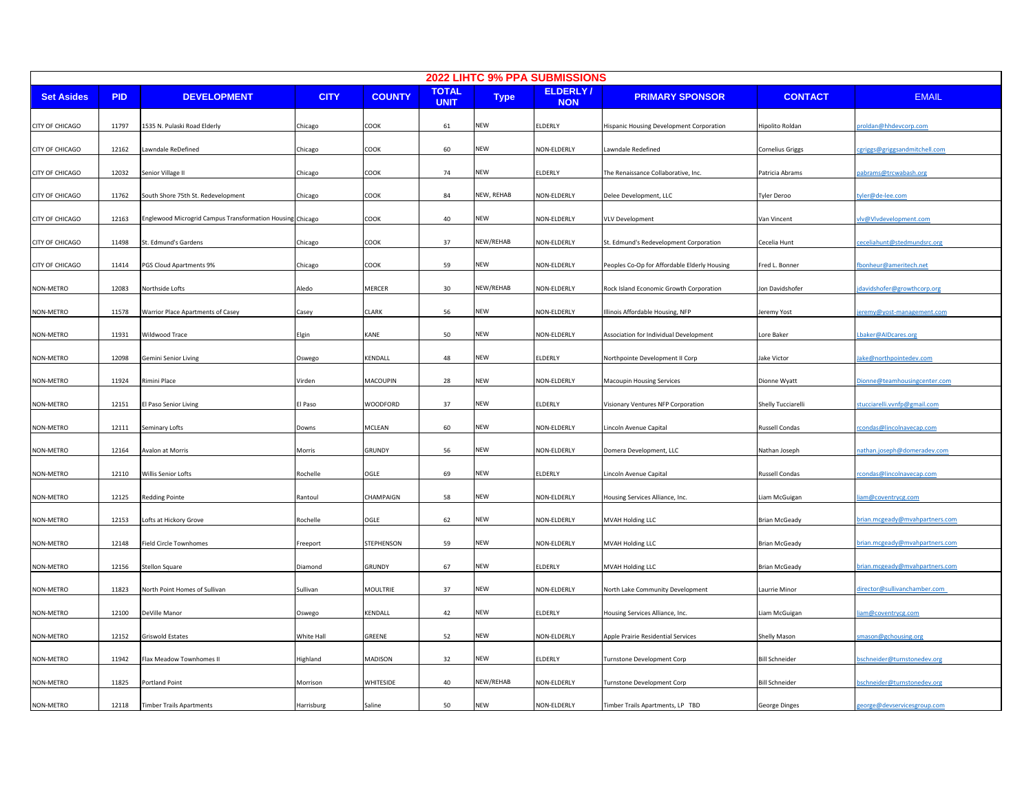# 2022 LIHTC 9% PPA SUBMISSIONS

| Set Asides | PID | DEVELOPMENT | CITY | COUNTY | TOTAL UNIT | Type | ELDERLY / NON | PRIMARY SPONSOR | CONTACT | EMAIL |
|---|---|---|---|---|---|---|---|---|---|---|
| CITY OF CHICAGO | 11797 | 1535 N. Pulaski Road Elderly | Chicago | COOK | 61 | NEW | ELDERLY | Hispanic Housing Development Corporation | Hipolito Roldan | proldan@hhdevcorp.com |
| CITY OF CHICAGO | 12162 | Lawndale ReDefined | Chicago | COOK | 60 | NEW | NON-ELDERLY | Lawndale Redefined | Cornelius Griggs | cgriggs@griggsandmitchell.com |
| CITY OF CHICAGO | 12032 | Senior Village II | Chicago | COOK | 74 | NEW | ELDERLY | The Renaissance Collaborative, Inc. | Patricia Abrams | pabrams@trcwabash.org |
| CITY OF CHICAGO | 11762 | South Shore 75th St. Redevelopment | Chicago | COOK | 84 | NEW, REHAB | NON-ELDERLY | Delee Development, LLC | Tyler Deroo | tyler@de-lee.com |
| CITY OF CHICAGO | 12163 | Englewood Microgrid Campus Transformation Housing | Chicago | COOK | 40 | NEW | NON-ELDERLY | VLV Development | Van Vincent | vlv@Vlvdevelopment.com |
| CITY OF CHICAGO | 11498 | St. Edmund's Gardens | Chicago | COOK | 37 | NEW/REHAB | NON-ELDERLY | St. Edmund's Redevelopment Corporation | Cecelia Hunt | ceceliahunt@stedmundsrc.org |
| CITY OF CHICAGO | 11414 | PGS Cloud Apartments 9% | Chicago | COOK | 59 | NEW | NON-ELDERLY | Peoples Co-Op for Affordable Elderly Housing | Fred L. Bonner | fbonheur@ameritech.net |
| NON-METRO | 12083 | Northside Lofts | Aledo | MERCER | 30 | NEW/REHAB | NON-ELDERLY | Rock Island Economic Growth Corporation | Jon Davidshofer | jdavidshofer@growthcorp.org |
| NON-METRO | 11578 | Warrior Place Apartments of Casey | Casey | CLARK | 56 | NEW | NON-ELDERLY | Illinois Affordable Housing, NFP | Jeremy Yost | jeremy@yost-management.com |
| NON-METRO | 11931 | Wildwood Trace | Elgin | KANE | 50 | NEW | NON-ELDERLY | Association for Individual Development | Lore Baker | Lbaker@AIDcares.org |
| NON-METRO | 12098 | Gemini Senior Living | Oswego | KENDALL | 48 | NEW | ELDERLY | Northpointe Development II Corp | Jake Victor | Jake@northpointedev.com |
| NON-METRO | 11924 | Rimini Place | Virden | MACOUPIN | 28 | NEW | NON-ELDERLY | Macoupin Housing Services | Dionne Wyatt | Dionne@teamhousingcenter.com |
| NON-METRO | 12151 | El Paso Senior Living | El Paso | WOODFORD | 37 | NEW | ELDERLY | Visionary Ventures NFP Corporation | Shelly Tucciarelli | stucciarelli.vvnfp@gmail.com |
| NON-METRO | 12111 | Seminary Lofts | Downs | MCLEAN | 60 | NEW | NON-ELDERLY | Lincoln Avenue Capital | Russell Condas | rcondas@lincolnavecap.com |
| NON-METRO | 12164 | Avalon at Morris | Morris | GRUNDY | 56 | NEW | NON-ELDERLY | Domera Development, LLC | Nathan Joseph | nathan.joseph@domeradev.com |
| NON-METRO | 12110 | Willis Senior Lofts | Rochelle | OGLE | 69 | NEW | ELDERLY | Lincoln Avenue Capital | Russell Condas | rcondas@lincolnavecap.com |
| NON-METRO | 12125 | Redding Pointe | Rantoul | CHAMPAIGN | 58 | NEW | NON-ELDERLY | Housing Services Alliance, Inc. | Liam McGuigan | liam@coventrycg.com |
| NON-METRO | 12153 | Lofts at Hickory Grove | Rochelle | OGLE | 62 | NEW | NON-ELDERLY | MVAH Holding LLC | Brian McGeady | brian.mcgeady@mvahpartners.com |
| NON-METRO | 12148 | Field Circle Townhomes | Freeport | STEPHENSON | 59 | NEW | NON-ELDERLY | MVAH Holding LLC | Brian McGeady | brian.mcgeady@mvahpartners.com |
| NON-METRO | 12156 | Stellon Square | Diamond | GRUNDY | 67 | NEW | ELDERLY | MVAH Holding LLC | Brian McGeady | brian.mcgeady@mvahpartners.com |
| NON-METRO | 11823 | North Point Homes of Sullivan | Sullivan | MOULTRIE | 37 | NEW | NON-ELDERLY | North Lake Community Development | Laurrie Minor | director@sullivanchamber.com |
| NON-METRO | 12100 | DeVille Manor | Oswego | KENDALL | 42 | NEW | ELDERLY | Housing Services Alliance, Inc. | Liam McGuigan | liam@coventrycg.com |
| NON-METRO | 12152 | Griswold Estates | White Hall | GREENE | 52 | NEW | NON-ELDERLY | Apple Prairie Residential Services | Shelly Mason | smason@gchousing.org |
| NON-METRO | 11942 | Flax Meadow Townhomes II | Highland | MADISON | 32 | NEW | ELDERLY | Turnstone Development Corp | Bill Schneider | bschneider@turnstonedev.org |
| NON-METRO | 11825 | Portland Point | Morrison | WHITESIDE | 40 | NEW/REHAB | NON-ELDERLY | Turnstone Development Corp | Bill Schneider | bschneider@turnstonedev.org |
| NON-METRO | 12118 | Timber Trails Apartments | Harrisburg | Saline | 50 | NEW | NON-ELDERLY | Timber Trails Apartments, LP TBD | George Dinges | george@devservicesgroup.com |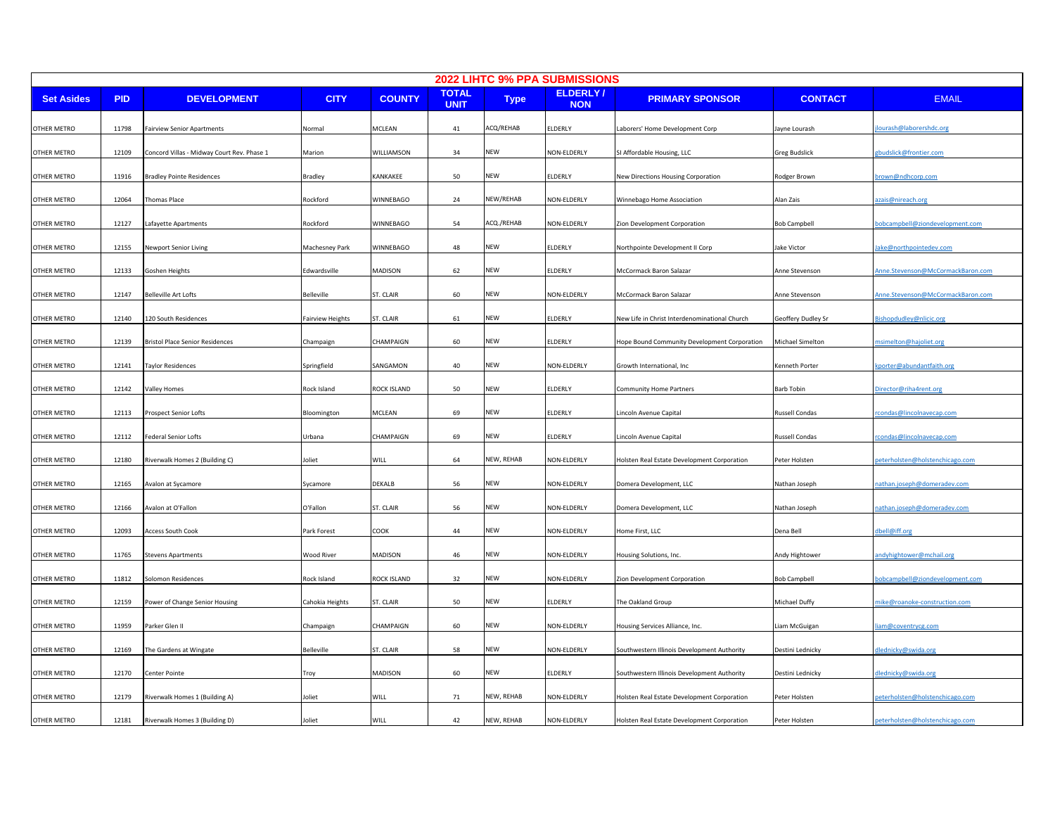| 2022 LIHTC 9% PPA SUBMISSIONS | | | | | | | | | | |
|---|---|---|---|---|---|---|---|---|---|---|
| **Set Asides** | **PID** | **DEVELOPMENT** | **CITY** | **COUNTY** | **TOTAL UNIT** | **Type** | **ELDERLY / NON** | **PRIMARY SPONSOR** | **CONTACT** | **EMAIL** |
| OTHER METRO | 11798 | Fairview Senior Apartments | Normal | MCLEAN | 41 | ACQ/REHAB | ELDERLY | Laborers' Home Development Corp | Jayne Lourash | jlourash@laborershdc.org |
| OTHER METRO | 12109 | Concord Villas - Midway Court Rev. Phase 1 | Marion | WILLIAMSON | 34 | NEW | NON-ELDERLY | SI Affordable Housing, LLC | Greg Budslick | gbudslick@frontier.com |
| OTHER METRO | 11916 | Bradley Pointe Residences | Bradley | KANKAKEE | 50 | NEW | ELDERLY | New Directions Housing Corporation | Rodger Brown | brown@ndhcorp.com |
| OTHER METRO | 12064 | Thomas Place | Rockford | WINNEBAGO | 24 | NEW/REHAB | NON-ELDERLY | Winnebago Home Association | Alan Zais | azais@nireach.org |
| OTHER METRO | 12127 | Lafayette Apartments | Rockford | WINNEBAGO | 54 | ACQ./REHAB | NON-ELDERLY | Zion Development Corporation | Bob Campbell | bobcampbell@ziondevelopment.com |
| OTHER METRO | 12155 | Newport Senior Living | Machesney Park | WINNEBAGO | 48 | NEW | ELDERLY | Northpointe Development II Corp | Jake Victor | Jake@northpointedev.com |
| OTHER METRO | 12133 | Goshen Heights | Edwardsville | MADISON | 62 | NEW | ELDERLY | McCormack Baron Salazar | Anne Stevenson | Anne.Stevenson@McCormackBaron.com |
| OTHER METRO | 12147 | Belleville Art Lofts | Belleville | ST. CLAIR | 60 | NEW | NON-ELDERLY | McCormack Baron Salazar | Anne Stevenson | Anne.Stevenson@McCormackBaron.com |
| OTHER METRO | 12140 | 120 South Residences | Fairview Heights | ST. CLAIR | 61 | NEW | ELDERLY | New Life in Christ Interdenominational Church | Geoffery Dudley Sr | Bishopdudley@nlicic.org |
| OTHER METRO | 12139 | Bristol Place Senior Residences | Champaign | CHAMPAIGN | 60 | NEW | ELDERLY | Hope Bound Community Development Corporation | Michael Simelton | msimelton@hajoliet.org |
| OTHER METRO | 12141 | Taylor Residences | Springfield | SANGAMON | 40 | NEW | NON-ELDERLY | Growth International, Inc | Kenneth Porter | kporter@abundantfaith.org |
| OTHER METRO | 12142 | Valley Homes | Rock Island | ROCK ISLAND | 50 | NEW | ELDERLY | Community Home Partners | Barb Tobin | Director@riha4rent.org |
| OTHER METRO | 12113 | Prospect Senior Lofts | Bloomington | MCLEAN | 69 | NEW | ELDERLY | Lincoln Avenue Capital | Russell Condas | rcondas@lincolnavecap.com |
| OTHER METRO | 12112 | Federal Senior Lofts | Urbana | CHAMPAIGN | 69 | NEW | ELDERLY | Lincoln Avenue Capital | Russell Condas | rcondas@lincolnavecap.com |
| OTHER METRO | 12180 | Riverwalk Homes 2 (Building C) | Joliet | WILL | 64 | NEW, REHAB | NON-ELDERLY | Holsten Real Estate Development Corporation | Peter Holsten | peterholsten@holstenchicago.com |
| OTHER METRO | 12165 | Avalon at Sycamore | Sycamore | DEKALB | 56 | NEW | NON-ELDERLY | Domera Development, LLC | Nathan Joseph | nathan.joseph@domeradev.com |
| OTHER METRO | 12166 | Avalon at O'Fallon | O'Fallon | ST. CLAIR | 56 | NEW | NON-ELDERLY | Domera Development, LLC | Nathan Joseph | nathan.joseph@domeradev.com |
| OTHER METRO | 12093 | Access South Cook | Park Forest | COOK | 44 | NEW | NON-ELDERLY | Home First, LLC | Dena Bell | dbell@iff.org |
| OTHER METRO | 11765 | Stevens Apartments | Wood River | MADISON | 46 | NEW | NON-ELDERLY | Housing Solutions, Inc. | Andy Hightower | andyhightower@mchail.org |
| OTHER METRO | 11812 | Solomon Residences | Rock Island | ROCK ISLAND | 32 | NEW | NON-ELDERLY | Zion Development Corporation | Bob Campbell | bobcampbell@ziondevelopment.com |
| OTHER METRO | 12159 | Power of Change Senior Housing | Cahokia Heights | ST. CLAIR | 50 | NEW | ELDERLY | The Oakland Group | Michael Duffy | mike@roanoke-construction.com |
| OTHER METRO | 11959 | Parker Glen II | Champaign | CHAMPAIGN | 60 | NEW | NON-ELDERLY | Housing Services Alliance, Inc. | Liam McGuigan | liam@coventrycg.com |
| OTHER METRO | 12169 | The Gardens at Wingate | Belleville | ST. CLAIR | 58 | NEW | NON-ELDERLY | Southwestern Illinois Development Authority | Destini Lednicky | dlednicky@swida.org |
| OTHER METRO | 12170 | Center Pointe | Troy | MADISON | 60 | NEW | ELDERLY | Southwestern Illinois Development Authority | Destini Lednicky | dlednicky@swida.org |
| OTHER METRO | 12179 | Riverwalk Homes 1 (Building A) | Joliet | WILL | 71 | NEW, REHAB | NON-ELDERLY | Holsten Real Estate Development Corporation | Peter Holsten | peterholsten@holstenchicago.com |
| OTHER METRO | 12181 | Riverwalk Homes 3 (Building D) | Joliet | WILL | 42 | NEW, REHAB | NON-ELDERLY | Holsten Real Estate Development Corporation | Peter Holsten | peterholsten@holstenchicago.com |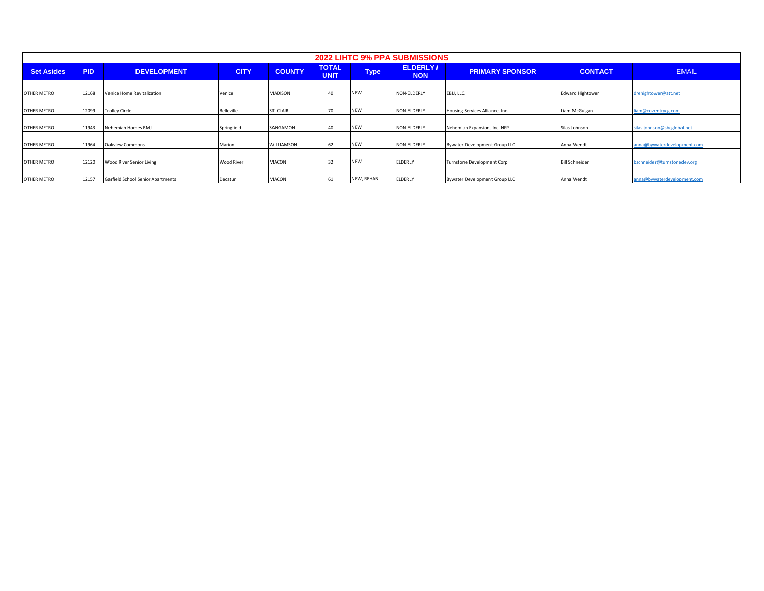## 2022 LIHTC 9% PPA SUBMISSIONS

| Set Asides | PID | DEVELOPMENT | CITY | COUNTY | TOTAL UNIT | Type | ELDERLY / NON | PRIMARY SPONSOR | CONTACT | EMAIL |
|---|---|---|---|---|---|---|---|---|---|---|
| OTHER METRO | 12168 | Venice Home Revitalization | Venice | MADISON | 40 | NEW | NON-ELDERLY | EBJJ, LLC | Edward Hightower | drehightower@att.net |
| OTHER METRO | 12099 | Trolley Circle | Belleville | ST. CLAIR | 70 | NEW | NON-ELDERLY | Housing Services Alliance, Inc. | Liam McGuigan | liam@coventrycg.com |
| OTHER METRO | 11943 | Nehemiah Homes RMJ | Springfield | SANGAMON | 40 | NEW | NON-ELDERLY | Nehemiah Expansion, Inc. NFP | Silas Johnson | silas.johnson@sbcglobal.net |
| OTHER METRO | 11964 | Oakview Commons | Marion | WILLIAMSON | 62 | NEW | NON-ELDERLY | Bywater Development Group LLC | Anna Wendt | anna@bywaterdevelopment.com |
| OTHER METRO | 12120 | Wood River Senior Living | Wood River | MACON | 32 | NEW | ELDERLY | Turnstone Development Corp | Bill Schneider | bschneider@turnstonedev.org |
| OTHER METRO | 12157 | Garfield School Senior Apartments | Decatur | MACON | 61 | NEW, REHAB | ELDERLY | Bywater Development Group LLC | Anna Wendt | anna@bywaterdevelopment.com |